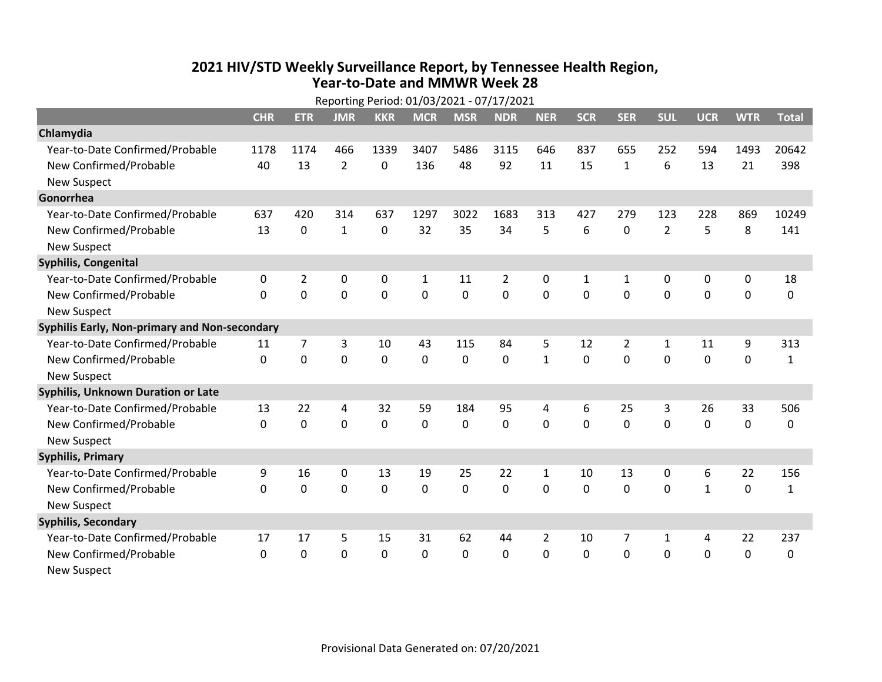# 2021 HIV/STD Weekly Surveillance Report, by Tennessee Health Region, Year-to-Date and MMWR Week 28

Reporting Period: 01/03/2021 - 07/17/2021

| | CHR | ETR | JMR | KKR | MCR | MSR | NDR | NER | SCR | SER | SUL | UCR | WTR | Total |
|---|---|---|---|---|---|---|---|---|---|---|---|---|---|---|
| **Chlamydia** | | | | | | | | | | | | | | |
| Year-to-Date Confirmed/Probable | 1178 | 1174 | 466 | 1339 | 3407 | 5486 | 3115 | 646 | 837 | 655 | 252 | 594 | 1493 | 20642 |
| New Confirmed/Probable | 40 | 13 | 2 | 0 | 136 | 48 | 92 | 11 | 15 | 1 | 6 | 13 | 21 | 398 |
| New Suspect | | | | | | | | | | | | | | |
| **Gonorrhea** | | | | | | | | | | | | | | |
| Year-to-Date Confirmed/Probable | 637 | 420 | 314 | 637 | 1297 | 3022 | 1683 | 313 | 427 | 279 | 123 | 228 | 869 | 10249 |
| New Confirmed/Probable | 13 | 0 | 1 | 0 | 32 | 35 | 34 | 5 | 6 | 0 | 2 | 5 | 8 | 141 |
| New Suspect | | | | | | | | | | | | | | |
| **Syphilis, Congenital** | | | | | | | | | | | | | | |
| Year-to-Date Confirmed/Probable | 0 | 2 | 0 | 0 | 1 | 11 | 2 | 0 | 1 | 1 | 0 | 0 | 0 | 18 |
| New Confirmed/Probable | 0 | 0 | 0 | 0 | 0 | 0 | 0 | 0 | 0 | 0 | 0 | 0 | 0 | 0 |
| New Suspect | | | | | | | | | | | | | | |
| **Syphilis Early, Non-primary and Non-secondary** | | | | | | | | | | | | | | |
| Year-to-Date Confirmed/Probable | 11 | 7 | 3 | 10 | 43 | 115 | 84 | 5 | 12 | 2 | 1 | 11 | 9 | 313 |
| New Confirmed/Probable | 0 | 0 | 0 | 0 | 0 | 0 | 0 | 1 | 0 | 0 | 0 | 0 | 0 | 1 |
| New Suspect | | | | | | | | | | | | | | |
| **Syphilis, Unknown Duration or Late** | | | | | | | | | | | | | | |
| Year-to-Date Confirmed/Probable | 13 | 22 | 4 | 32 | 59 | 184 | 95 | 4 | 6 | 25 | 3 | 26 | 33 | 506 |
| New Confirmed/Probable | 0 | 0 | 0 | 0 | 0 | 0 | 0 | 0 | 0 | 0 | 0 | 0 | 0 | 0 |
| New Suspect | | | | | | | | | | | | | | |
| **Syphilis, Primary** | | | | | | | | | | | | | | |
| Year-to-Date Confirmed/Probable | 9 | 16 | 0 | 13 | 19 | 25 | 22 | 1 | 10 | 13 | 0 | 6 | 22 | 156 |
| New Confirmed/Probable | 0 | 0 | 0 | 0 | 0 | 0 | 0 | 0 | 0 | 0 | 0 | 1 | 0 | 1 |
| New Suspect | | | | | | | | | | | | | | |
| **Syphilis, Secondary** | | | | | | | | | | | | | | |
| Year-to-Date Confirmed/Probable | 17 | 17 | 5 | 15 | 31 | 62 | 44 | 2 | 10 | 7 | 1 | 4 | 22 | 237 |
| New Confirmed/Probable | 0 | 0 | 0 | 0 | 0 | 0 | 0 | 0 | 0 | 0 | 0 | 0 | 0 | 0 |
| New Suspect | | | | | | | | | | | | | | |

Provisional Data Generated on: 07/20/2021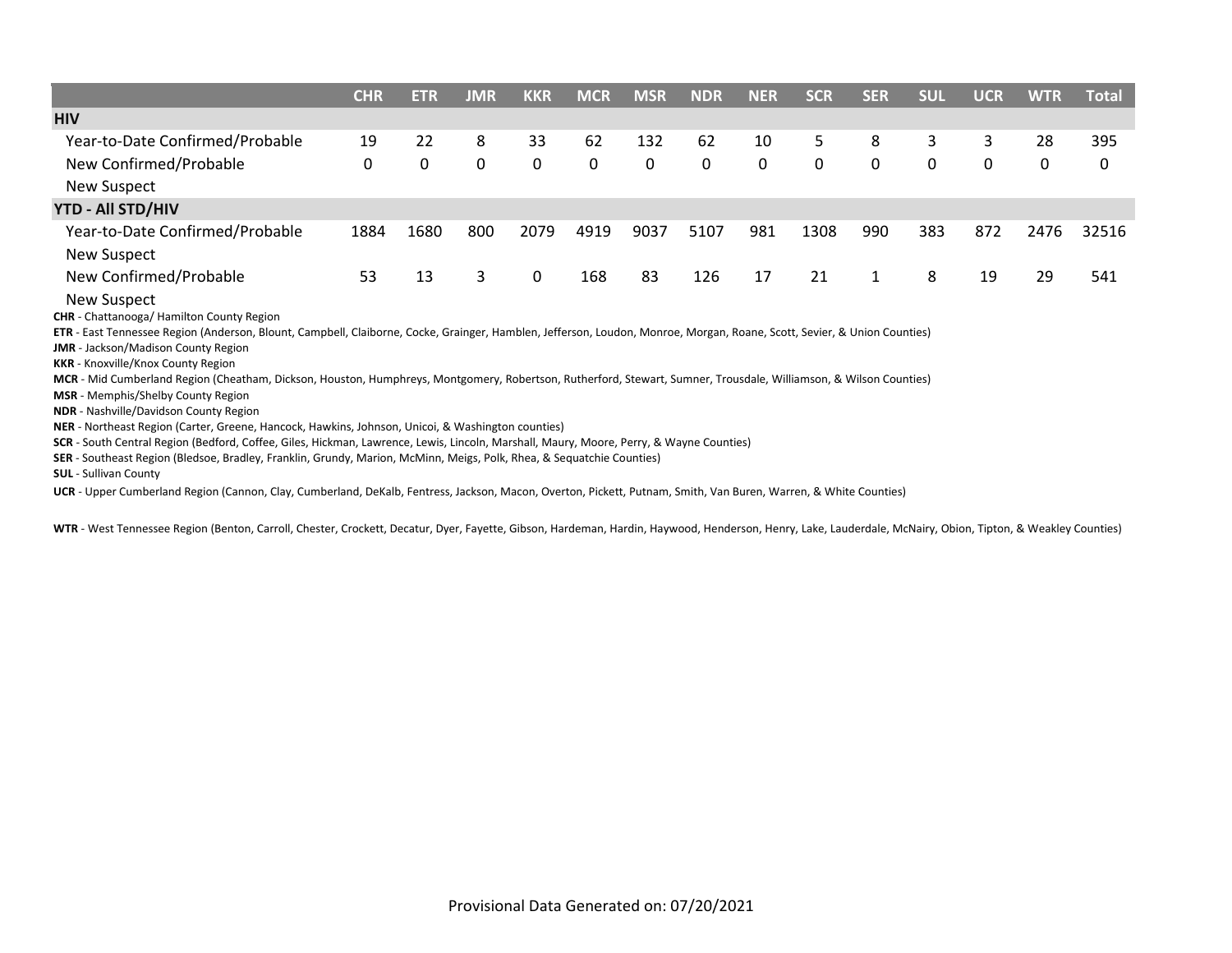| | CHR | ETR | JMR | KKR | MCR | MSR | NDR | NER | SCR | SER | SUL | UCR | WTR | Total |
|---|---|---|---|---|---|---|---|---|---|---|---|---|---|---|
| **HIV** | | | | | | | | | | | | | | |
| Year-to-Date Confirmed/Probable | 19 | 22 | 8 | 33 | 62 | 132 | 62 | 10 | 5 | 8 | 3 | 3 | 28 | 395 |
| New Confirmed/Probable | 0 | 0 | 0 | 0 | 0 | 0 | 0 | 0 | 0 | 0 | 0 | 0 | 0 | 0 |
| New Suspect | | | | | | | | | | | | | | |
| **YTD - All STD/HIV** | | | | | | | | | | | | | | |
| Year-to-Date Confirmed/Probable | 1884 | 1680 | 800 | 2079 | 4919 | 9037 | 5107 | 981 | 1308 | 990 | 383 | 872 | 2476 | 32516 |
| New Suspect | | | | | | | | | | | | | | |
| New Confirmed/Probable | 53 | 13 | 3 | 0 | 168 | 83 | 126 | 17 | 21 | 1 | 8 | 19 | 29 | 541 |
| New Suspect | | | | | | | | | | | | | | |

**CHR** - Chattanooga/ Hamilton County Region

**ETR** - East Tennessee Region (Anderson, Blount, Campbell, Claiborne, Cocke, Grainger, Hamblen, Jefferson, Loudon, Monroe, Morgan, Roane, Scott, Sevier, & Union Counties)

**JMR** - Jackson/Madison County Region

**KKR** - Knoxville/Knox County Region

**MCR** - Mid Cumberland Region (Cheatham, Dickson, Houston, Humphreys, Montgomery, Robertson, Rutherford, Stewart, Sumner, Trousdale, Williamson, & Wilson Counties)

**MSR** - Memphis/Shelby County Region

**NDR** - Nashville/Davidson County Region

**NER** - Northeast Region (Carter, Greene, Hancock, Hawkins, Johnson, Unicoi, & Washington counties)

**SCR** - South Central Region (Bedford, Coffee, Giles, Hickman, Lawrence, Lewis, Lincoln, Marshall, Maury, Moore, Perry, & Wayne Counties)

**SER** - Southeast Region (Bledsoe, Bradley, Franklin, Grundy, Marion, McMinn, Meigs, Polk, Rhea, & Sequatchie Counties)

**SUL** - Sullivan County

**UCR** - Upper Cumberland Region (Cannon, Clay, Cumberland, DeKalb, Fentress, Jackson, Macon, Overton, Pickett, Putnam, Smith, Van Buren, Warren, & White Counties)

**WTR** - West Tennessee Region (Benton, Carroll, Chester, Crockett, Decatur, Dyer, Fayette, Gibson, Hardeman, Hardin, Haywood, Henderson, Henry, Lake, Lauderdale, McNairy, Obion, Tipton, & Weakley Counties)

Provisional Data Generated on: 07/20/2021